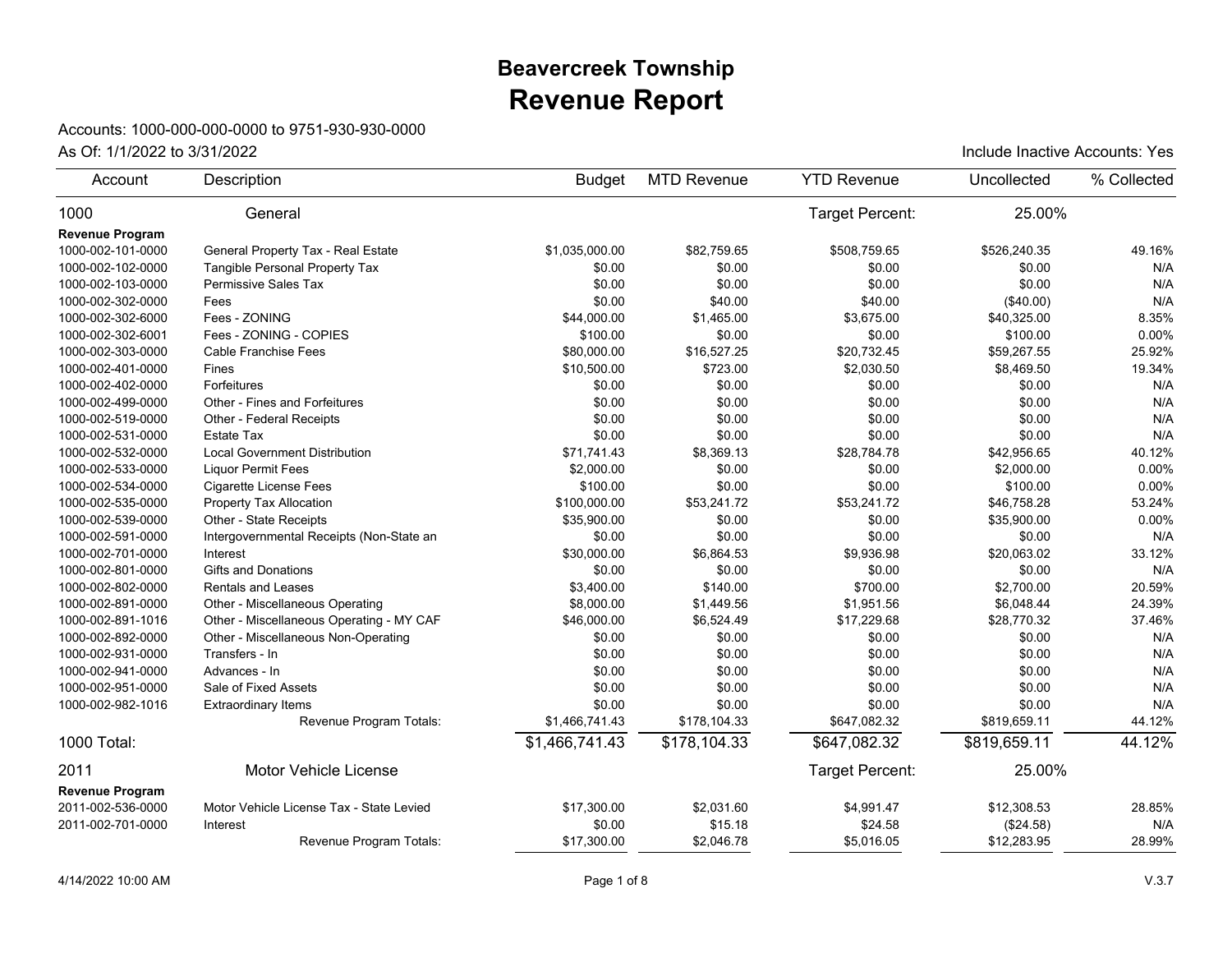# Beavercreek Township

# Revenue Report

Accounts: 1000-000-000-0000 to 9751-930-930-0000

As Of: 1/1/2022 to 3/31/2022

Include Inactive Accounts: Yes

| Account | Description | Budget | MTD Revenue | YTD Revenue | Uncollected | % Collected |
|---|---|---|---|---|---|---|
| 1000 | General | | | Target Percent: | 25.00% | |
| **Revenue Program** | | | | | | |
| 1000-002-101-0000 | General Property Tax - Real Estate | $1,035,000.00 | $82,759.65 | $508,759.65 | $526,240.35 | 49.16% |
| 1000-002-102-0000 | Tangible Personal Property Tax | $0.00 | $0.00 | $0.00 | $0.00 | N/A |
| 1000-002-103-0000 | Permissive Sales Tax | $0.00 | $0.00 | $0.00 | $0.00 | N/A |
| 1000-002-302-0000 | Fees | $0.00 | $40.00 | $40.00 | ($40.00) | N/A |
| 1000-002-302-6000 | Fees - ZONING | $44,000.00 | $1,465.00 | $3,675.00 | $40,325.00 | 8.35% |
| 1000-002-302-6001 | Fees - ZONING - COPIES | $100.00 | $0.00 | $0.00 | $100.00 | 0.00% |
| 1000-002-303-0000 | Cable Franchise Fees | $80,000.00 | $16,527.25 | $20,732.45 | $59,267.55 | 25.92% |
| 1000-002-401-0000 | Fines | $10,500.00 | $723.00 | $2,030.50 | $8,469.50 | 19.34% |
| 1000-002-402-0000 | Forfeitures | $0.00 | $0.00 | $0.00 | $0.00 | N/A |
| 1000-002-499-0000 | Other - Fines and Forfeitures | $0.00 | $0.00 | $0.00 | $0.00 | N/A |
| 1000-002-519-0000 | Other - Federal Receipts | $0.00 | $0.00 | $0.00 | $0.00 | N/A |
| 1000-002-531-0000 | Estate Tax | $0.00 | $0.00 | $0.00 | $0.00 | N/A |
| 1000-002-532-0000 | Local Government Distribution | $71,741.43 | $8,369.13 | $28,784.78 | $42,956.65 | 40.12% |
| 1000-002-533-0000 | Liquor Permit Fees | $2,000.00 | $0.00 | $0.00 | $2,000.00 | 0.00% |
| 1000-002-534-0000 | Cigarette License Fees | $100.00 | $0.00 | $0.00 | $100.00 | 0.00% |
| 1000-002-535-0000 | Property Tax Allocation | $100,000.00 | $53,241.72 | $53,241.72 | $46,758.28 | 53.24% |
| 1000-002-539-0000 | Other - State Receipts | $35,900.00 | $0.00 | $0.00 | $35,900.00 | 0.00% |
| 1000-002-591-0000 | Intergovernmental Receipts (Non-State an | $0.00 | $0.00 | $0.00 | $0.00 | N/A |
| 1000-002-701-0000 | Interest | $30,000.00 | $6,864.53 | $9,936.98 | $20,063.02 | 33.12% |
| 1000-002-801-0000 | Gifts and Donations | $0.00 | $0.00 | $0.00 | $0.00 | N/A |
| 1000-002-802-0000 | Rentals and Leases | $3,400.00 | $140.00 | $700.00 | $2,700.00 | 20.59% |
| 1000-002-891-0000 | Other - Miscellaneous Operating | $8,000.00 | $1,449.56 | $1,951.56 | $6,048.44 | 24.39% |
| 1000-002-891-1016 | Other - Miscellaneous Operating - MY CAF | $46,000.00 | $6,524.49 | $17,229.68 | $28,770.32 | 37.46% |
| 1000-002-892-0000 | Other - Miscellaneous Non-Operating | $0.00 | $0.00 | $0.00 | $0.00 | N/A |
| 1000-002-931-0000 | Transfers - In | $0.00 | $0.00 | $0.00 | $0.00 | N/A |
| 1000-002-941-0000 | Advances - In | $0.00 | $0.00 | $0.00 | $0.00 | N/A |
| 1000-002-951-0000 | Sale of Fixed Assets | $0.00 | $0.00 | $0.00 | $0.00 | N/A |
| 1000-002-982-1016 | Extraordinary Items | $0.00 | $0.00 | $0.00 | $0.00 | N/A |
| | Revenue Program Totals: | $1,466,741.43 | $178,104.33 | $647,082.32 | $819,659.11 | 44.12% |
| 1000 Total: | | $1,466,741.43 | $178,104.33 | $647,082.32 | $819,659.11 | 44.12% |
| 2011 | Motor Vehicle License | | | Target Percent: | 25.00% | |
| **Revenue Program** | | | | | | |
| 2011-002-536-0000 | Motor Vehicle License Tax - State Levied | $17,300.00 | $2,031.60 | $4,991.47 | $12,308.53 | 28.85% |
| 2011-002-701-0000 | Interest | $0.00 | $15.18 | $24.58 | ($24.58) | N/A |
| | Revenue Program Totals: | $17,300.00 | $2,046.78 | $5,016.05 | $12,283.95 | 28.99% |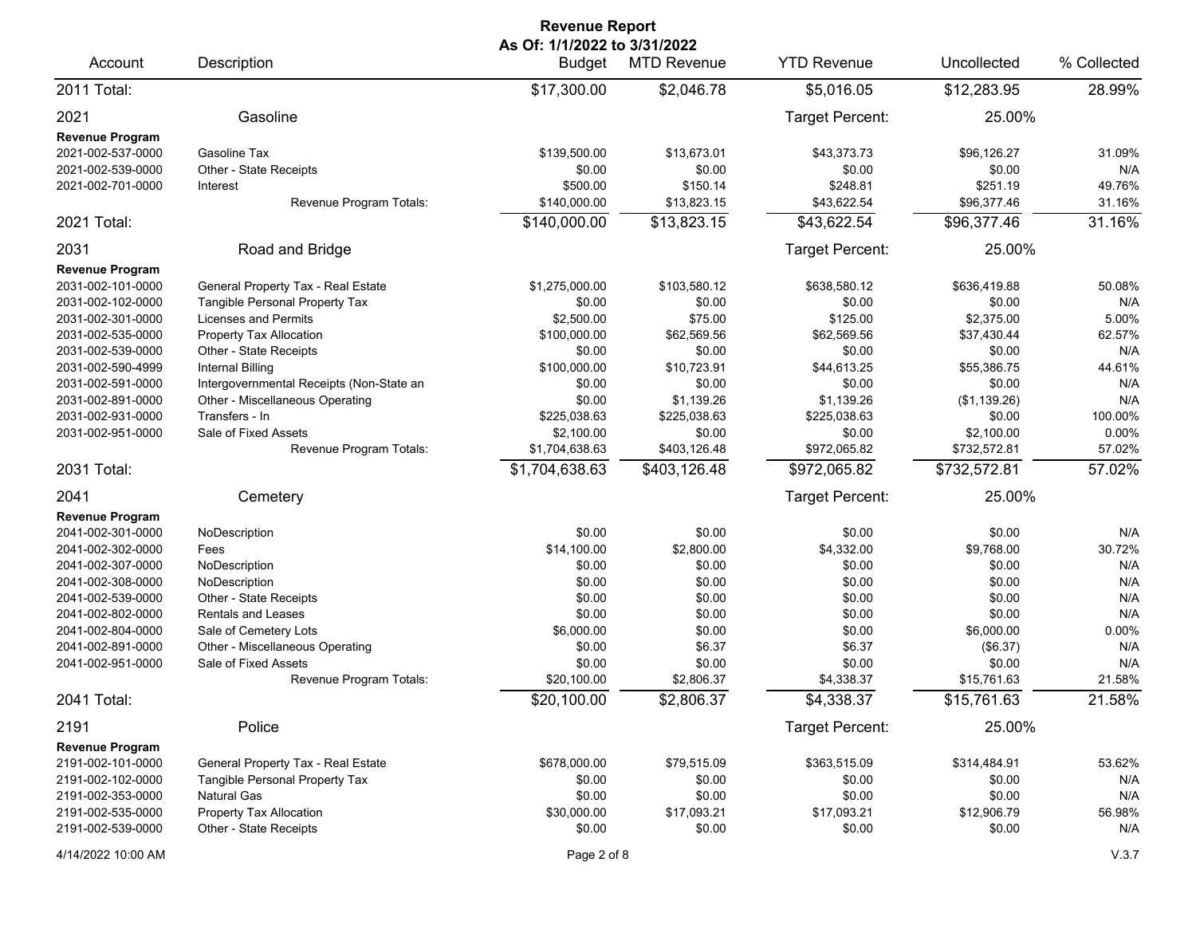# Revenue Report

**As Of: 1/1/2022 to 3/31/2022**

| Account | Description | Budget | MTD Revenue | YTD Revenue | Uncollected | % Collected |
|---|---|---|---|---|---|---|
| 2011 Total: | | $17,300.00 | $2,046.78 | $5,016.05 | $12,283.95 | 28.99% |
| **2021** | **Gasoline** | | | Target Percent: | 25.00% | |
| **Revenue Program** | | | | | | |
| 2021-002-537-0000 | Gasoline Tax | $139,500.00 | $13,673.01 | $43,373.73 | $96,126.27 | 31.09% |
| 2021-002-539-0000 | Other - State Receipts | $0.00 | $0.00 | $0.00 | $0.00 | N/A |
| 2021-002-701-0000 | Interest | $500.00 | $150.14 | $248.81 | $251.19 | 49.76% |
| | Revenue Program Totals: | $140,000.00 | $13,823.15 | $43,622.54 | $96,377.46 | 31.16% |
| 2021 Total: | | $140,000.00 | $13,823.15 | $43,622.54 | $96,377.46 | 31.16% |
| **2031** | **Road and Bridge** | | | Target Percent: | 25.00% | |
| **Revenue Program** | | | | | | |
| 2031-002-101-0000 | General Property Tax - Real Estate | $1,275,000.00 | $103,580.12 | $638,580.12 | $636,419.88 | 50.08% |
| 2031-002-102-0000 | Tangible Personal Property Tax | $0.00 | $0.00 | $0.00 | $0.00 | N/A |
| 2031-002-301-0000 | Licenses and Permits | $2,500.00 | $75.00 | $125.00 | $2,375.00 | 5.00% |
| 2031-002-535-0000 | Property Tax Allocation | $100,000.00 | $62,569.56 | $62,569.56 | $37,430.44 | 62.57% |
| 2031-002-539-0000 | Other - State Receipts | $0.00 | $0.00 | $0.00 | $0.00 | N/A |
| 2031-002-590-4999 | Internal Billing | $100,000.00 | $10,723.91 | $44,613.25 | $55,386.75 | 44.61% |
| 2031-002-591-0000 | Intergovernmental Receipts (Non-State an | $0.00 | $0.00 | $0.00 | $0.00 | N/A |
| 2031-002-891-0000 | Other - Miscellaneous Operating | $0.00 | $1,139.26 | $1,139.26 | ($1,139.26) | N/A |
| 2031-002-931-0000 | Transfers - In | $225,038.63 | $225,038.63 | $225,038.63 | $0.00 | 100.00% |
| 2031-002-951-0000 | Sale of Fixed Assets | $2,100.00 | $0.00 | $0.00 | $2,100.00 | 0.00% |
| | Revenue Program Totals: | $1,704,638.63 | $403,126.48 | $972,065.82 | $732,572.81 | 57.02% |
| 2031 Total: | | $1,704,638.63 | $403,126.48 | $972,065.82 | $732,572.81 | 57.02% |
| **2041** | **Cemetery** | | | Target Percent: | 25.00% | |
| **Revenue Program** | | | | | | |
| 2041-002-301-0000 | NoDescription | $0.00 | $0.00 | $0.00 | $0.00 | N/A |
| 2041-002-302-0000 | Fees | $14,100.00 | $2,800.00 | $4,332.00 | $9,768.00 | 30.72% |
| 2041-002-307-0000 | NoDescription | $0.00 | $0.00 | $0.00 | $0.00 | N/A |
| 2041-002-308-0000 | NoDescription | $0.00 | $0.00 | $0.00 | $0.00 | N/A |
| 2041-002-539-0000 | Other - State Receipts | $0.00 | $0.00 | $0.00 | $0.00 | N/A |
| 2041-002-802-0000 | Rentals and Leases | $0.00 | $0.00 | $0.00 | $0.00 | N/A |
| 2041-002-804-0000 | Sale of Cemetery Lots | $6,000.00 | $0.00 | $0.00 | $6,000.00 | 0.00% |
| 2041-002-891-0000 | Other - Miscellaneous Operating | $0.00 | $6.37 | $6.37 | ($6.37) | N/A |
| 2041-002-951-0000 | Sale of Fixed Assets | $0.00 | $0.00 | $0.00 | $0.00 | N/A |
| | Revenue Program Totals: | $20,100.00 | $2,806.37 | $4,338.37 | $15,761.63 | 21.58% |
| 2041 Total: | | $20,100.00 | $2,806.37 | $4,338.37 | $15,761.63 | 21.58% |
| **2191** | **Police** | | | Target Percent: | 25.00% | |
| **Revenue Program** | | | | | | |
| 2191-002-101-0000 | General Property Tax - Real Estate | $678,000.00 | $79,515.09 | $363,515.09 | $314,484.91 | 53.62% |
| 2191-002-102-0000 | Tangible Personal Property Tax | $0.00 | $0.00 | $0.00 | $0.00 | N/A |
| 2191-002-353-0000 | Natural Gas | $0.00 | $0.00 | $0.00 | $0.00 | N/A |
| 2191-002-535-0000 | Property Tax Allocation | $30,000.00 | $17,093.21 | $17,093.21 | $12,906.79 | 56.98% |
| 2191-002-539-0000 | Other - State Receipts | $0.00 | $0.00 | $0.00 | $0.00 | N/A |

4/14/2022 10:00 AM

V.3.7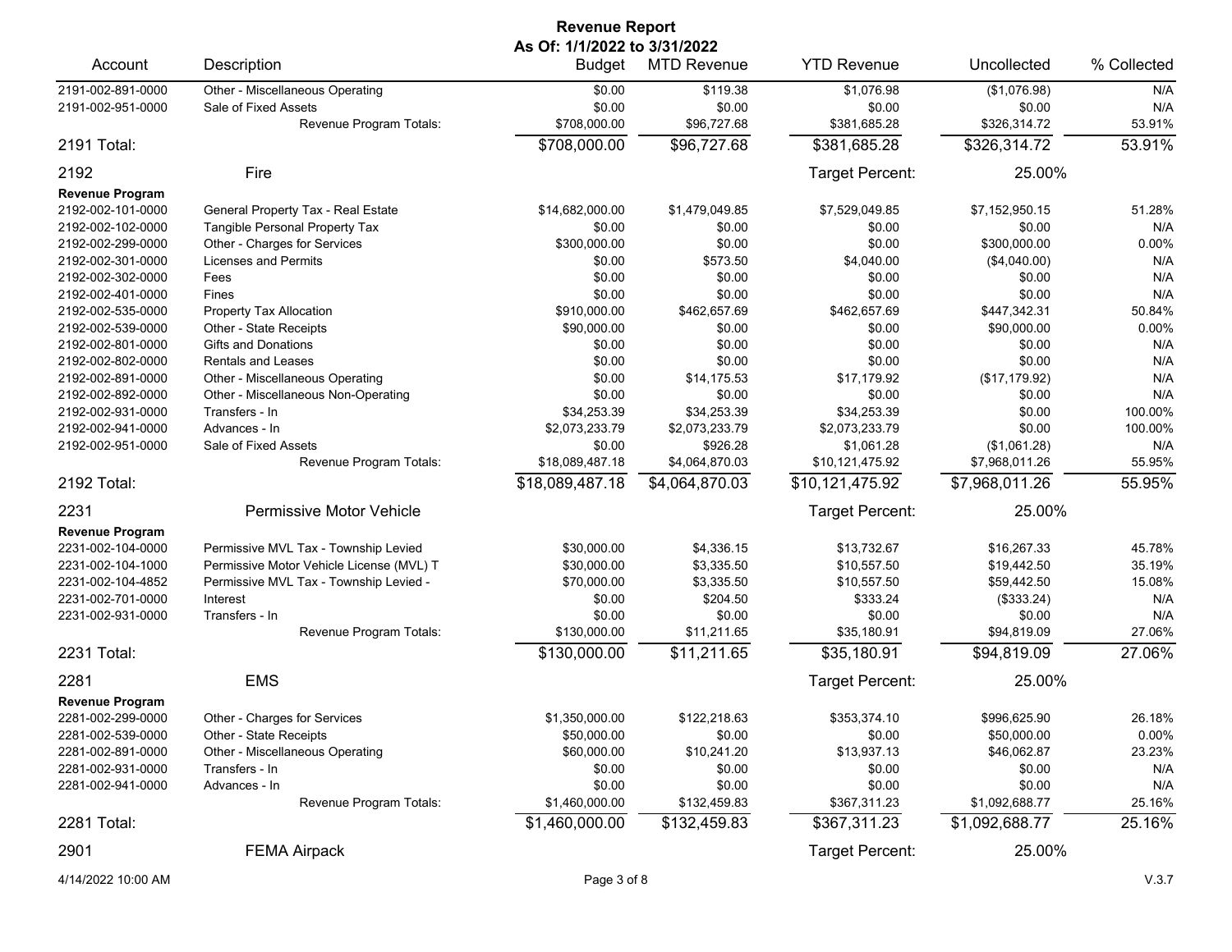**Revenue Report**
**As Of: 1/1/2022 to 3/31/2022**

| Account | Description | Budget | MTD Revenue | YTD Revenue | Uncollected | % Collected |
|---|---|---|---|---|---|---|
| 2191-002-891-0000 | Other - Miscellaneous Operating | $0.00 | $119.38 | $1,076.98 | ($1,076.98) | N/A |
| 2191-002-951-0000 | Sale of Fixed Assets | $0.00 | $0.00 | $0.00 | $0.00 | N/A |
| | Revenue Program Totals: | $708,000.00 | $96,727.68 | $381,685.28 | $326,314.72 | 53.91% |
| 2191 Total: | | $708,000.00 | $96,727.68 | $381,685.28 | $326,314.72 | 53.91% |
| 2192 | Fire | | | Target Percent: | 25.00% | |
| **Revenue Program** | | | | | | |
| 2192-002-101-0000 | General Property Tax - Real Estate | $14,682,000.00 | $1,479,049.85 | $7,529,049.85 | $7,152,950.15 | 51.28% |
| 2192-002-102-0000 | Tangible Personal Property Tax | $0.00 | $0.00 | $0.00 | $0.00 | N/A |
| 2192-002-299-0000 | Other - Charges for Services | $300,000.00 | $0.00 | $0.00 | $300,000.00 | 0.00% |
| 2192-002-301-0000 | Licenses and Permits | $0.00 | $573.50 | $4,040.00 | ($4,040.00) | N/A |
| 2192-002-302-0000 | Fees | $0.00 | $0.00 | $0.00 | $0.00 | N/A |
| 2192-002-401-0000 | Fines | $0.00 | $0.00 | $0.00 | $0.00 | N/A |
| 2192-002-535-0000 | Property Tax Allocation | $910,000.00 | $462,657.69 | $462,657.69 | $447,342.31 | 50.84% |
| 2192-002-539-0000 | Other - State Receipts | $90,000.00 | $0.00 | $0.00 | $90,000.00 | 0.00% |
| 2192-002-801-0000 | Gifts and Donations | $0.00 | $0.00 | $0.00 | $0.00 | N/A |
| 2192-002-802-0000 | Rentals and Leases | $0.00 | $0.00 | $0.00 | $0.00 | N/A |
| 2192-002-891-0000 | Other - Miscellaneous Operating | $0.00 | $14,175.53 | $17,179.92 | ($17,179.92) | N/A |
| 2192-002-892-0000 | Other - Miscellaneous Non-Operating | $0.00 | $0.00 | $0.00 | $0.00 | N/A |
| 2192-002-931-0000 | Transfers - In | $34,253.39 | $34,253.39 | $34,253.39 | $0.00 | 100.00% |
| 2192-002-941-0000 | Advances - In | $2,073,233.79 | $2,073,233.79 | $2,073,233.79 | $0.00 | 100.00% |
| 2192-002-951-0000 | Sale of Fixed Assets | $0.00 | $926.28 | $1,061.28 | ($1,061.28) | N/A |
| | Revenue Program Totals: | $18,089,487.18 | $4,064,870.03 | $10,121,475.92 | $7,968,011.26 | 55.95% |
| 2192 Total: | | $18,089,487.18 | $4,064,870.03 | $10,121,475.92 | $7,968,011.26 | 55.95% |
| 2231 | Permissive Motor Vehicle | | | Target Percent: | 25.00% | |
| **Revenue Program** | | | | | | |
| 2231-002-104-0000 | Permissive MVL Tax - Township Levied | $30,000.00 | $4,336.15 | $13,732.67 | $16,267.33 | 45.78% |
| 2231-002-104-1000 | Permissive Motor Vehicle License (MVL) T | $30,000.00 | $3,335.50 | $10,557.50 | $19,442.50 | 35.19% |
| 2231-002-104-4852 | Permissive MVL Tax - Township Levied - | $70,000.00 | $3,335.50 | $10,557.50 | $59,442.50 | 15.08% |
| 2231-002-701-0000 | Interest | $0.00 | $204.50 | $333.24 | ($333.24) | N/A |
| 2231-002-931-0000 | Transfers - In | $0.00 | $0.00 | $0.00 | $0.00 | N/A |
| | Revenue Program Totals: | $130,000.00 | $11,211.65 | $35,180.91 | $94,819.09 | 27.06% |
| 2231 Total: | | $130,000.00 | $11,211.65 | $35,180.91 | $94,819.09 | 27.06% |
| 2281 | EMS | | | Target Percent: | 25.00% | |
| **Revenue Program** | | | | | | |
| 2281-002-299-0000 | Other - Charges for Services | $1,350,000.00 | $122,218.63 | $353,374.10 | $996,625.90 | 26.18% |
| 2281-002-539-0000 | Other - State Receipts | $50,000.00 | $0.00 | $0.00 | $50,000.00 | 0.00% |
| 2281-002-891-0000 | Other - Miscellaneous Operating | $60,000.00 | $10,241.20 | $13,937.13 | $46,062.87 | 23.23% |
| 2281-002-931-0000 | Transfers - In | $0.00 | $0.00 | $0.00 | $0.00 | N/A |
| 2281-002-941-0000 | Advances - In | $0.00 | $0.00 | $0.00 | $0.00 | N/A |
| | Revenue Program Totals: | $1,460,000.00 | $132,459.83 | $367,311.23 | $1,092,688.77 | 25.16% |
| 2281 Total: | | $1,460,000.00 | $132,459.83 | $367,311.23 | $1,092,688.77 | 25.16% |
| 2901 | FEMA Airpack | | | Target Percent: | 25.00% | |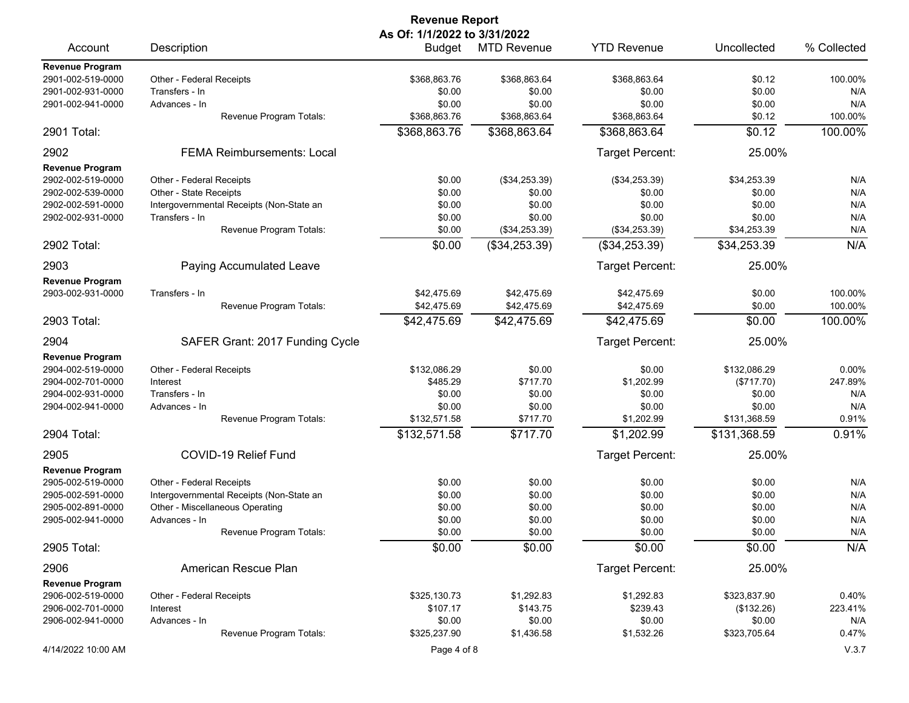## Revenue Report

**As Of: 1/1/2022 to 3/31/2022**

| Account | Description | Budget | MTD Revenue | YTD Revenue | Uncollected | % Collected |
|---|---|---|---|---|---|---|
| **Revenue Program** | | | | | | |
| 2901-002-519-0000 | Other - Federal Receipts | $368,863.76 | $368,863.64 | $368,863.64 | $0.12 | 100.00% |
| 2901-002-931-0000 | Transfers - In | $0.00 | $0.00 | $0.00 | $0.00 | N/A |
| 2901-002-941-0000 | Advances - In | $0.00 | $0.00 | $0.00 | $0.00 | N/A |
| | Revenue Program Totals: | $368,863.76 | $368,863.64 | $368,863.64 | $0.12 | 100.00% |
| 2901 Total: | | $368,863.76 | $368,863.64 | $368,863.64 | $0.12 | 100.00% |
| 2902 | FEMA Reimbursements: Local | | | Target Percent: | 25.00% | |
| **Revenue Program** | | | | | | |
| 2902-002-519-0000 | Other - Federal Receipts | $0.00 | ($34,253.39) | ($34,253.39) | $34,253.39 | N/A |
| 2902-002-539-0000 | Other - State Receipts | $0.00 | $0.00 | $0.00 | $0.00 | N/A |
| 2902-002-591-0000 | Intergovernmental Receipts (Non-State an | $0.00 | $0.00 | $0.00 | $0.00 | N/A |
| 2902-002-931-0000 | Transfers - In | $0.00 | $0.00 | $0.00 | $0.00 | N/A |
| | Revenue Program Totals: | $0.00 | ($34,253.39) | ($34,253.39) | $34,253.39 | N/A |
| 2902 Total: | | $0.00 | ($34,253.39) | ($34,253.39) | $34,253.39 | N/A |
| 2903 | Paying Accumulated Leave | | | Target Percent: | 25.00% | |
| **Revenue Program** | | | | | | |
| 2903-002-931-0000 | Transfers - In | $42,475.69 | $42,475.69 | $42,475.69 | $0.00 | 100.00% |
| | Revenue Program Totals: | $42,475.69 | $42,475.69 | $42,475.69 | $0.00 | 100.00% |
| 2903 Total: | | $42,475.69 | $42,475.69 | $42,475.69 | $0.00 | 100.00% |
| 2904 | SAFER Grant: 2017 Funding Cycle | | | Target Percent: | 25.00% | |
| **Revenue Program** | | | | | | |
| 2904-002-519-0000 | Other - Federal Receipts | $132,086.29 | $0.00 | $0.00 | $132,086.29 | 0.00% |
| 2904-002-701-0000 | Interest | $485.29 | $717.70 | $1,202.99 | ($717.70) | 247.89% |
| 2904-002-931-0000 | Transfers - In | $0.00 | $0.00 | $0.00 | $0.00 | N/A |
| 2904-002-941-0000 | Advances - In | $0.00 | $0.00 | $0.00 | $0.00 | N/A |
| | Revenue Program Totals: | $132,571.58 | $717.70 | $1,202.99 | $131,368.59 | 0.91% |
| 2904 Total: | | $132,571.58 | $717.70 | $1,202.99 | $131,368.59 | 0.91% |
| 2905 | COVID-19 Relief Fund | | | Target Percent: | 25.00% | |
| **Revenue Program** | | | | | | |
| 2905-002-519-0000 | Other - Federal Receipts | $0.00 | $0.00 | $0.00 | $0.00 | N/A |
| 2905-002-591-0000 | Intergovernmental Receipts (Non-State an | $0.00 | $0.00 | $0.00 | $0.00 | N/A |
| 2905-002-891-0000 | Other - Miscellaneous Operating | $0.00 | $0.00 | $0.00 | $0.00 | N/A |
| 2905-002-941-0000 | Advances - In | $0.00 | $0.00 | $0.00 | $0.00 | N/A |
| | Revenue Program Totals: | $0.00 | $0.00 | $0.00 | $0.00 | N/A |
| 2905 Total: | | $0.00 | $0.00 | $0.00 | $0.00 | N/A |
| 2906 | American Rescue Plan | | | Target Percent: | 25.00% | |
| **Revenue Program** | | | | | | |
| 2906-002-519-0000 | Other - Federal Receipts | $325,130.73 | $1,292.83 | $1,292.83 | $323,837.90 | 0.40% |
| 2906-002-701-0000 | Interest | $107.17 | $143.75 | $239.43 | ($132.26) | 223.41% |
| 2906-002-941-0000 | Advances - In | $0.00 | $0.00 | $0.00 | $0.00 | N/A |
| | Revenue Program Totals: | $325,237.90 | $1,436.58 | $1,532.26 | $323,705.64 | 0.47% |

4/14/2022 10:00 AM

V.3.7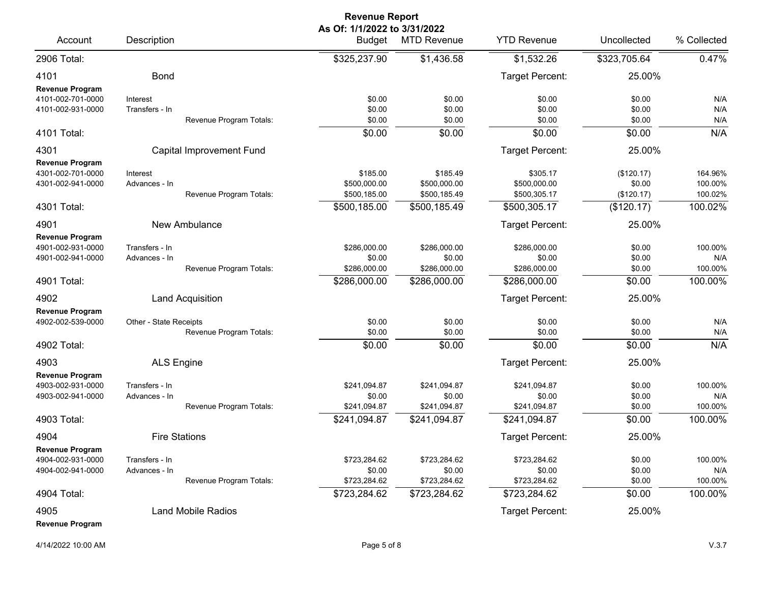# Revenue Report

**As Of: 1/1/2022 to 3/31/2022**

| Account | Description | Budget | MTD Revenue | YTD Revenue | Uncollected | % Collected |
|---|---|---|---|---|---|---|
| 2906 Total: | | $325,237.90 | $1,436.58 | $1,532.26 | $323,705.64 | 0.47% |
| 4101 | Bond | | | Target Percent: | 25.00% | |
| **Revenue Program** | | | | | | |
| 4101-002-701-0000 | Interest | $0.00 | $0.00 | $0.00 | $0.00 | N/A |
| 4101-002-931-0000 | Transfers - In | $0.00 | $0.00 | $0.00 | $0.00 | N/A |
| | Revenue Program Totals: | $0.00 | $0.00 | $0.00 | $0.00 | N/A |
| 4101 Total: | | $0.00 | $0.00 | $0.00 | $0.00 | N/A |
| 4301 | Capital Improvement Fund | | | Target Percent: | 25.00% | |
| **Revenue Program** | | | | | | |
| 4301-002-701-0000 | Interest | $185.00 | $185.49 | $305.17 | ($120.17) | 164.96% |
| 4301-002-941-0000 | Advances - In | $500,000.00 | $500,000.00 | $500,000.00 | $0.00 | 100.00% |
| | Revenue Program Totals: | $500,185.00 | $500,185.49 | $500,305.17 | ($120.17) | 100.02% |
| 4301 Total: | | $500,185.00 | $500,185.49 | $500,305.17 | ($120.17) | 100.02% |
| 4901 | New Ambulance | | | Target Percent: | 25.00% | |
| **Revenue Program** | | | | | | |
| 4901-002-931-0000 | Transfers - In | $286,000.00 | $286,000.00 | $286,000.00 | $0.00 | 100.00% |
| 4901-002-941-0000 | Advances - In | $0.00 | $0.00 | $0.00 | $0.00 | N/A |
| | Revenue Program Totals: | $286,000.00 | $286,000.00 | $286,000.00 | $0.00 | 100.00% |
| 4901 Total: | | $286,000.00 | $286,000.00 | $286,000.00 | $0.00 | 100.00% |
| 4902 | Land Acquisition | | | Target Percent: | 25.00% | |
| **Revenue Program** | | | | | | |
| 4902-002-539-0000 | Other - State Receipts | $0.00 | $0.00 | $0.00 | $0.00 | N/A |
| | Revenue Program Totals: | $0.00 | $0.00 | $0.00 | $0.00 | N/A |
| 4902 Total: | | $0.00 | $0.00 | $0.00 | $0.00 | N/A |
| 4903 | ALS Engine | | | Target Percent: | 25.00% | |
| **Revenue Program** | | | | | | |
| 4903-002-931-0000 | Transfers - In | $241,094.87 | $241,094.87 | $241,094.87 | $0.00 | 100.00% |
| 4903-002-941-0000 | Advances - In | $0.00 | $0.00 | $0.00 | $0.00 | N/A |
| | Revenue Program Totals: | $241,094.87 | $241,094.87 | $241,094.87 | $0.00 | 100.00% |
| 4903 Total: | | $241,094.87 | $241,094.87 | $241,094.87 | $0.00 | 100.00% |
| 4904 | Fire Stations | | | Target Percent: | 25.00% | |
| **Revenue Program** | | | | | | |
| 4904-002-931-0000 | Transfers - In | $723,284.62 | $723,284.62 | $723,284.62 | $0.00 | 100.00% |
| 4904-002-941-0000 | Advances - In | $0.00 | $0.00 | $0.00 | $0.00 | N/A |
| | Revenue Program Totals: | $723,284.62 | $723,284.62 | $723,284.62 | $0.00 | 100.00% |
| 4904 Total: | | $723,284.62 | $723,284.62 | $723,284.62 | $0.00 | 100.00% |
| 4905 | Land Mobile Radios | | | Target Percent: | 25.00% | |
| **Revenue Program** | | | | | | |

4/14/2022 10:00 AM

V.3.7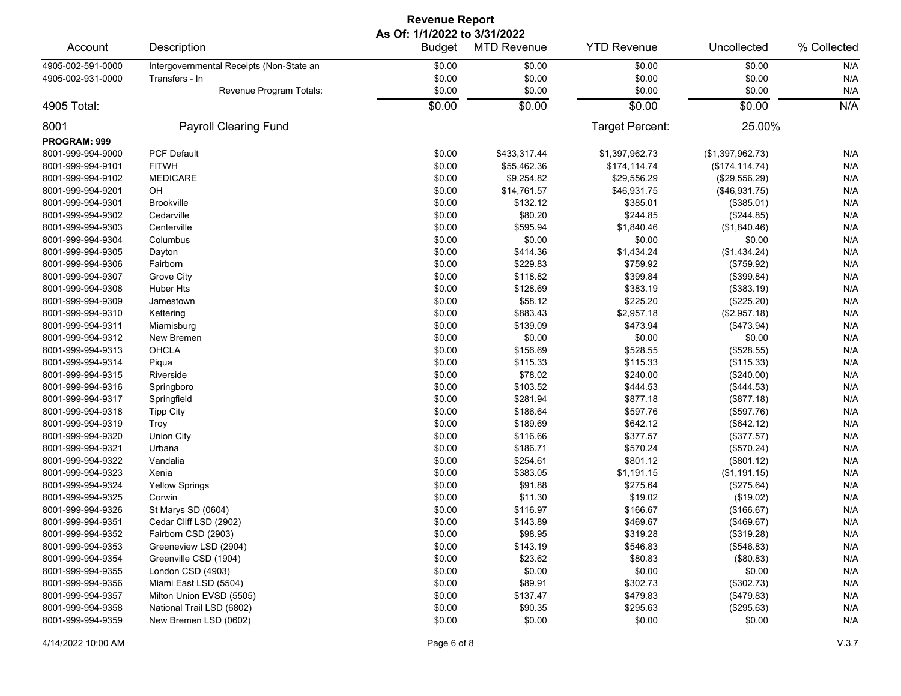# Revenue Report

**As Of: 1/1/2022 to 3/31/2022**

| Account | Description | Budget | MTD Revenue | YTD Revenue | Uncollected | % Collected |
|---|---|---|---|---|---|---|
| 4905-002-591-0000 | Intergovernmental Receipts (Non-State an | $0.00 | $0.00 | $0.00 | $0.00 | N/A |
| 4905-002-931-0000 | Transfers - In | $0.00 | $0.00 | $0.00 | $0.00 | N/A |
| | Revenue Program Totals: | $0.00 | $0.00 | $0.00 | $0.00 | N/A |
| 4905 Total: | | $0.00 | $0.00 | $0.00 | $0.00 | N/A |

**8001 Payroll Clearing Fund** — Target Percent: 25.00%

**PROGRAM: 999**

| Account | Description | Budget | MTD Revenue | YTD Revenue | Uncollected | % Collected |
|---|---|---|---|---|---|---|
| 8001-999-994-9000 | PCF Default | $0.00 | $433,317.44 | $1,397,962.73 | ($1,397,962.73) | N/A |
| 8001-999-994-9101 | FITWH | $0.00 | $55,462.36 | $174,114.74 | ($174,114.74) | N/A |
| 8001-999-994-9102 | MEDICARE | $0.00 | $9,254.82 | $29,556.29 | ($29,556.29) | N/A |
| 8001-999-994-9201 | OH | $0.00 | $14,761.57 | $46,931.75 | ($46,931.75) | N/A |
| 8001-999-994-9301 | Brookville | $0.00 | $132.12 | $385.01 | ($385.01) | N/A |
| 8001-999-994-9302 | Cedarville | $0.00 | $80.20 | $244.85 | ($244.85) | N/A |
| 8001-999-994-9303 | Centerville | $0.00 | $595.94 | $1,840.46 | ($1,840.46) | N/A |
| 8001-999-994-9304 | Columbus | $0.00 | $0.00 | $0.00 | $0.00 | N/A |
| 8001-999-994-9305 | Dayton | $0.00 | $414.36 | $1,434.24 | ($1,434.24) | N/A |
| 8001-999-994-9306 | Fairborn | $0.00 | $229.83 | $759.92 | ($759.92) | N/A |
| 8001-999-994-9307 | Grove City | $0.00 | $118.82 | $399.84 | ($399.84) | N/A |
| 8001-999-994-9308 | Huber Hts | $0.00 | $128.69 | $383.19 | ($383.19) | N/A |
| 8001-999-994-9309 | Jamestown | $0.00 | $58.12 | $225.20 | ($225.20) | N/A |
| 8001-999-994-9310 | Kettering | $0.00 | $883.43 | $2,957.18 | ($2,957.18) | N/A |
| 8001-999-994-9311 | Miamisburg | $0.00 | $139.09 | $473.94 | ($473.94) | N/A |
| 8001-999-994-9312 | New Bremen | $0.00 | $0.00 | $0.00 | $0.00 | N/A |
| 8001-999-994-9313 | OHCLA | $0.00 | $156.69 | $528.55 | ($528.55) | N/A |
| 8001-999-994-9314 | Piqua | $0.00 | $115.33 | $115.33 | ($115.33) | N/A |
| 8001-999-994-9315 | Riverside | $0.00 | $78.02 | $240.00 | ($240.00) | N/A |
| 8001-999-994-9316 | Springboro | $0.00 | $103.52 | $444.53 | ($444.53) | N/A |
| 8001-999-994-9317 | Springfield | $0.00 | $281.94 | $877.18 | ($877.18) | N/A |
| 8001-999-994-9318 | Tipp City | $0.00 | $186.64 | $597.76 | ($597.76) | N/A |
| 8001-999-994-9319 | Troy | $0.00 | $189.69 | $642.12 | ($642.12) | N/A |
| 8001-999-994-9320 | Union City | $0.00 | $116.66 | $377.57 | ($377.57) | N/A |
| 8001-999-994-9321 | Urbana | $0.00 | $186.71 | $570.24 | ($570.24) | N/A |
| 8001-999-994-9322 | Vandalia | $0.00 | $254.61 | $801.12 | ($801.12) | N/A |
| 8001-999-994-9323 | Xenia | $0.00 | $383.05 | $1,191.15 | ($1,191.15) | N/A |
| 8001-999-994-9324 | Yellow Springs | $0.00 | $91.88 | $275.64 | ($275.64) | N/A |
| 8001-999-994-9325 | Corwin | $0.00 | $11.30 | $19.02 | ($19.02) | N/A |
| 8001-999-994-9326 | St Marys SD (0604) | $0.00 | $116.97 | $166.67 | ($166.67) | N/A |
| 8001-999-994-9351 | Cedar Cliff LSD (2902) | $0.00 | $143.89 | $469.67 | ($469.67) | N/A |
| 8001-999-994-9352 | Fairborn CSD (2903) | $0.00 | $98.95 | $319.28 | ($319.28) | N/A |
| 8001-999-994-9353 | Greeneview LSD (2904) | $0.00 | $143.19 | $546.83 | ($546.83) | N/A |
| 8001-999-994-9354 | Greenville CSD (1904) | $0.00 | $23.62 | $80.83 | ($80.83) | N/A |
| 8001-999-994-9355 | London CSD (4903) | $0.00 | $0.00 | $0.00 | $0.00 | N/A |
| 8001-999-994-9356 | Miami East LSD (5504) | $0.00 | $89.91 | $302.73 | ($302.73) | N/A |
| 8001-999-994-9357 | Milton Union EVSD (5505) | $0.00 | $137.47 | $479.83 | ($479.83) | N/A |
| 8001-999-994-9358 | National Trail LSD (6802) | $0.00 | $90.35 | $295.63 | ($295.63) | N/A |
| 8001-999-994-9359 | New Bremen LSD (0602) | $0.00 | $0.00 | $0.00 | $0.00 | N/A |

4/14/2022 10:00 AM — V.3.7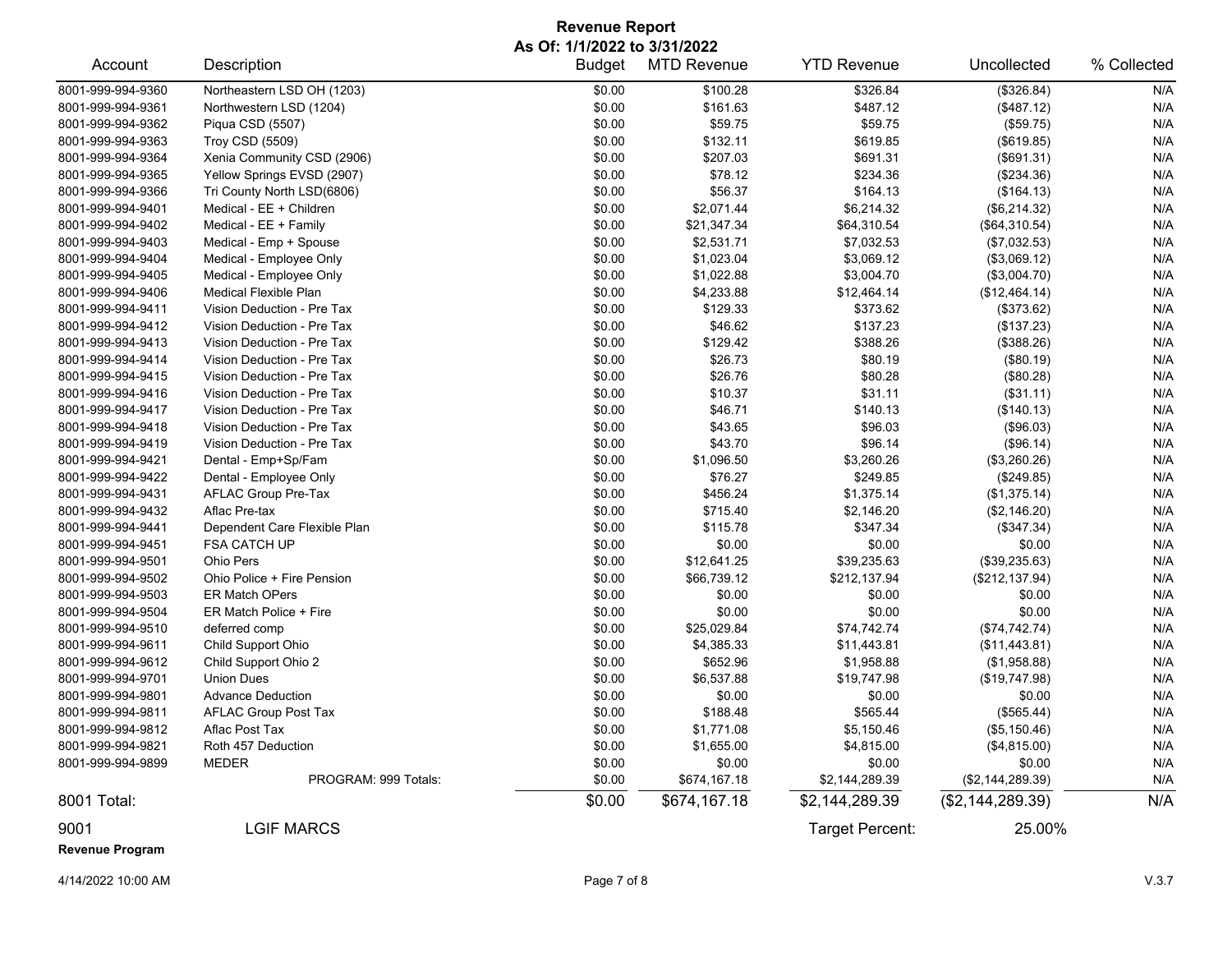# Revenue Report

**As Of: 1/1/2022 to 3/31/2022**

| Account | Description | Budget | MTD Revenue | YTD Revenue | Uncollected | % Collected |
|---|---|---|---|---|---|---|
| 8001-999-994-9360 | Northeastern LSD OH (1203) | $0.00 | $100.28 | $326.84 | ($326.84) | N/A |
| 8001-999-994-9361 | Northwestern LSD (1204) | $0.00 | $161.63 | $487.12 | ($487.12) | N/A |
| 8001-999-994-9362 | Piqua CSD (5507) | $0.00 | $59.75 | $59.75 | ($59.75) | N/A |
| 8001-999-994-9363 | Troy CSD (5509) | $0.00 | $132.11 | $619.85 | ($619.85) | N/A |
| 8001-999-994-9364 | Xenia Community CSD (2906) | $0.00 | $207.03 | $691.31 | ($691.31) | N/A |
| 8001-999-994-9365 | Yellow Springs EVSD (2907) | $0.00 | $78.12 | $234.36 | ($234.36) | N/A |
| 8001-999-994-9366 | Tri County North LSD(6806) | $0.00 | $56.37 | $164.13 | ($164.13) | N/A |
| 8001-999-994-9401 | Medical - EE + Children | $0.00 | $2,071.44 | $6,214.32 | ($6,214.32) | N/A |
| 8001-999-994-9402 | Medical - EE + Family | $0.00 | $21,347.34 | $64,310.54 | ($64,310.54) | N/A |
| 8001-999-994-9403 | Medical - Emp + Spouse | $0.00 | $2,531.71 | $7,032.53 | ($7,032.53) | N/A |
| 8001-999-994-9404 | Medical - Employee Only | $0.00 | $1,023.04 | $3,069.12 | ($3,069.12) | N/A |
| 8001-999-994-9405 | Medical - Employee Only | $0.00 | $1,022.88 | $3,004.70 | ($3,004.70) | N/A |
| 8001-999-994-9406 | Medical Flexible Plan | $0.00 | $4,233.88 | $12,464.14 | ($12,464.14) | N/A |
| 8001-999-994-9411 | Vision Deduction - Pre Tax | $0.00 | $129.33 | $373.62 | ($373.62) | N/A |
| 8001-999-994-9412 | Vision Deduction - Pre Tax | $0.00 | $46.62 | $137.23 | ($137.23) | N/A |
| 8001-999-994-9413 | Vision Deduction - Pre Tax | $0.00 | $129.42 | $388.26 | ($388.26) | N/A |
| 8001-999-994-9414 | Vision Deduction - Pre Tax | $0.00 | $26.73 | $80.19 | ($80.19) | N/A |
| 8001-999-994-9415 | Vision Deduction - Pre Tax | $0.00 | $26.76 | $80.28 | ($80.28) | N/A |
| 8001-999-994-9416 | Vision Deduction - Pre Tax | $0.00 | $10.37 | $31.11 | ($31.11) | N/A |
| 8001-999-994-9417 | Vision Deduction - Pre Tax | $0.00 | $46.71 | $140.13 | ($140.13) | N/A |
| 8001-999-994-9418 | Vision Deduction - Pre Tax | $0.00 | $43.65 | $96.03 | ($96.03) | N/A |
| 8001-999-994-9419 | Vision Deduction - Pre Tax | $0.00 | $43.70 | $96.14 | ($96.14) | N/A |
| 8001-999-994-9421 | Dental - Emp+Sp/Fam | $0.00 | $1,096.50 | $3,260.26 | ($3,260.26) | N/A |
| 8001-999-994-9422 | Dental - Employee Only | $0.00 | $76.27 | $249.85 | ($249.85) | N/A |
| 8001-999-994-9431 | AFLAC Group Pre-Tax | $0.00 | $456.24 | $1,375.14 | ($1,375.14) | N/A |
| 8001-999-994-9432 | Aflac Pre-tax | $0.00 | $715.40 | $2,146.20 | ($2,146.20) | N/A |
| 8001-999-994-9441 | Dependent Care Flexible Plan | $0.00 | $115.78 | $347.34 | ($347.34) | N/A |
| 8001-999-994-9451 | FSA CATCH UP | $0.00 | $0.00 | $0.00 | $0.00 | N/A |
| 8001-999-994-9501 | Ohio Pers | $0.00 | $12,641.25 | $39,235.63 | ($39,235.63) | N/A |
| 8001-999-994-9502 | Ohio Police + Fire Pension | $0.00 | $66,739.12 | $212,137.94 | ($212,137.94) | N/A |
| 8001-999-994-9503 | ER Match OPers | $0.00 | $0.00 | $0.00 | $0.00 | N/A |
| 8001-999-994-9504 | ER Match Police + Fire | $0.00 | $0.00 | $0.00 | $0.00 | N/A |
| 8001-999-994-9510 | deferred comp | $0.00 | $25,029.84 | $74,742.74 | ($74,742.74) | N/A |
| 8001-999-994-9611 | Child Support Ohio | $0.00 | $4,385.33 | $11,443.81 | ($11,443.81) | N/A |
| 8001-999-994-9612 | Child Support Ohio 2 | $0.00 | $652.96 | $1,958.88 | ($1,958.88) | N/A |
| 8001-999-994-9701 | Union Dues | $0.00 | $6,537.88 | $19,747.98 | ($19,747.98) | N/A |
| 8001-999-994-9801 | Advance Deduction | $0.00 | $0.00 | $0.00 | $0.00 | N/A |
| 8001-999-994-9811 | AFLAC Group Post Tax | $0.00 | $188.48 | $565.44 | ($565.44) | N/A |
| 8001-999-994-9812 | Aflac Post Tax | $0.00 | $1,771.08 | $5,150.46 | ($5,150.46) | N/A |
| 8001-999-994-9821 | Roth 457 Deduction | $0.00 | $1,655.00 | $4,815.00 | ($4,815.00) | N/A |
| 8001-999-994-9899 | MEDER | $0.00 | $0.00 | $0.00 | $0.00 | N/A |
| | PROGRAM: 999 Totals: | $0.00 | $674,167.18 | $2,144,289.39 | ($2,144,289.39) | N/A |
| **8001 Total:** | | $0.00 | $674,167.18 | $2,144,289.39 | ($2,144,289.39) | N/A |

9001 LGIF MARCS — Target Percent: 25.00%

**Revenue Program**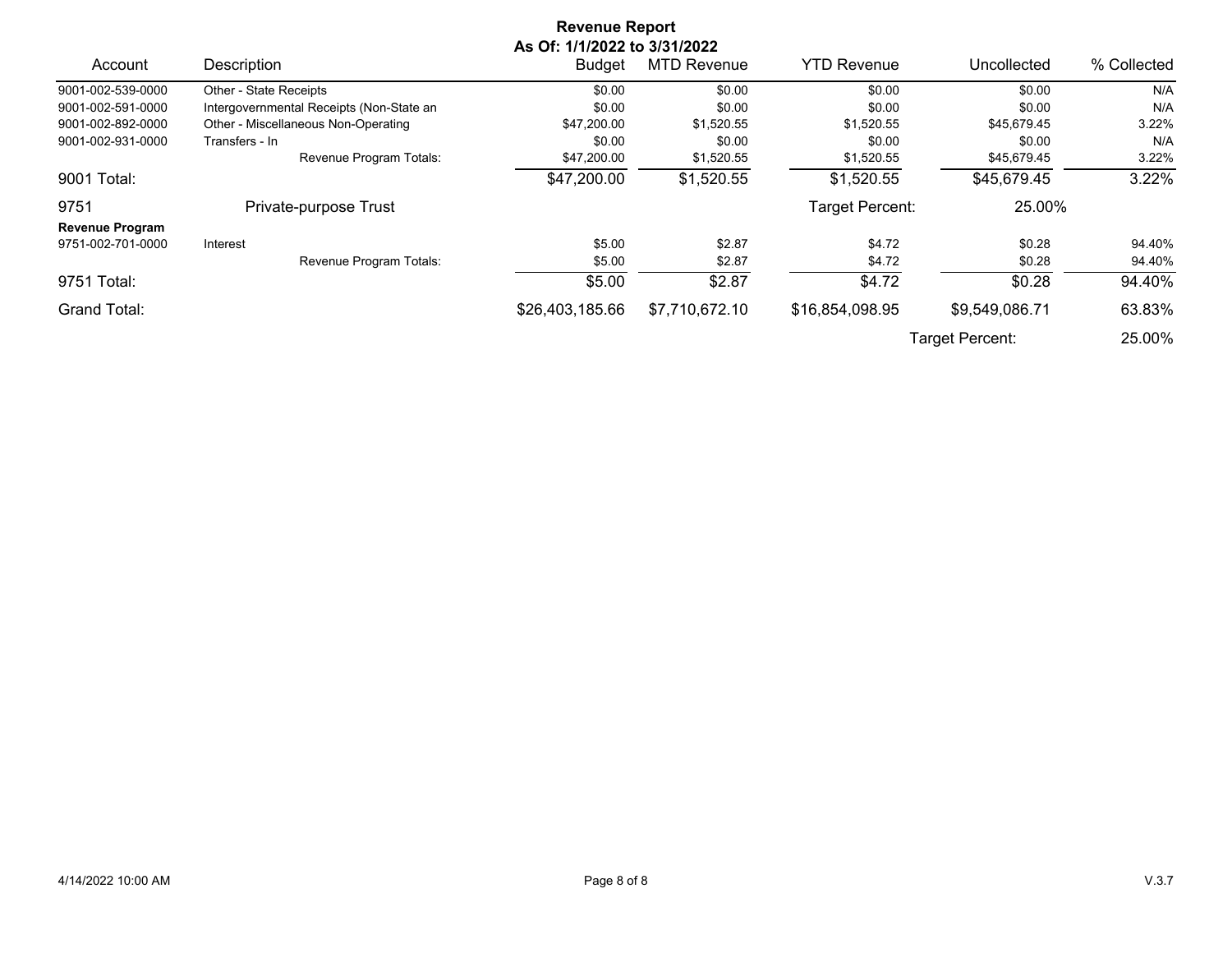# Revenue Report

**As Of: 1/1/2022 to 3/31/2022**

| Account | Description | Budget | MTD Revenue | YTD Revenue | Uncollected | % Collected |
|---|---|---|---|---|---|---|
| 9001-002-539-0000 | Other - State Receipts | $0.00 | $0.00 | $0.00 | $0.00 | N/A |
| 9001-002-591-0000 | Intergovernmental Receipts (Non-State an | $0.00 | $0.00 | $0.00 | $0.00 | N/A |
| 9001-002-892-0000 | Other - Miscellaneous Non-Operating | $47,200.00 | $1,520.55 | $1,520.55 | $45,679.45 | 3.22% |
| 9001-002-931-0000 | Transfers - In | $0.00 | $0.00 | $0.00 | $0.00 | N/A |
| | Revenue Program Totals: | $47,200.00 | $1,520.55 | $1,520.55 | $45,679.45 | 3.22% |
| 9001 Total: | | $47,200.00 | $1,520.55 | $1,520.55 | $45,679.45 | 3.22% |
| 9751 | Private-purpose Trust | | | Target Percent: | 25.00% | |
| **Revenue Program** | | | | | | |
| 9751-002-701-0000 | Interest | $5.00 | $2.87 | $4.72 | $0.28 | 94.40% |
| | Revenue Program Totals: | $5.00 | $2.87 | $4.72 | $0.28 | 94.40% |
| 9751 Total: | | $5.00 | $2.87 | $4.72 | $0.28 | 94.40% |
| Grand Total: | | $26,403,185.66 | $7,710,672.10 | $16,854,098.95 | $9,549,086.71 | 63.83% |
| | | | | | Target Percent: | 25.00% |

4/14/2022 10:00 AM

V.3.7